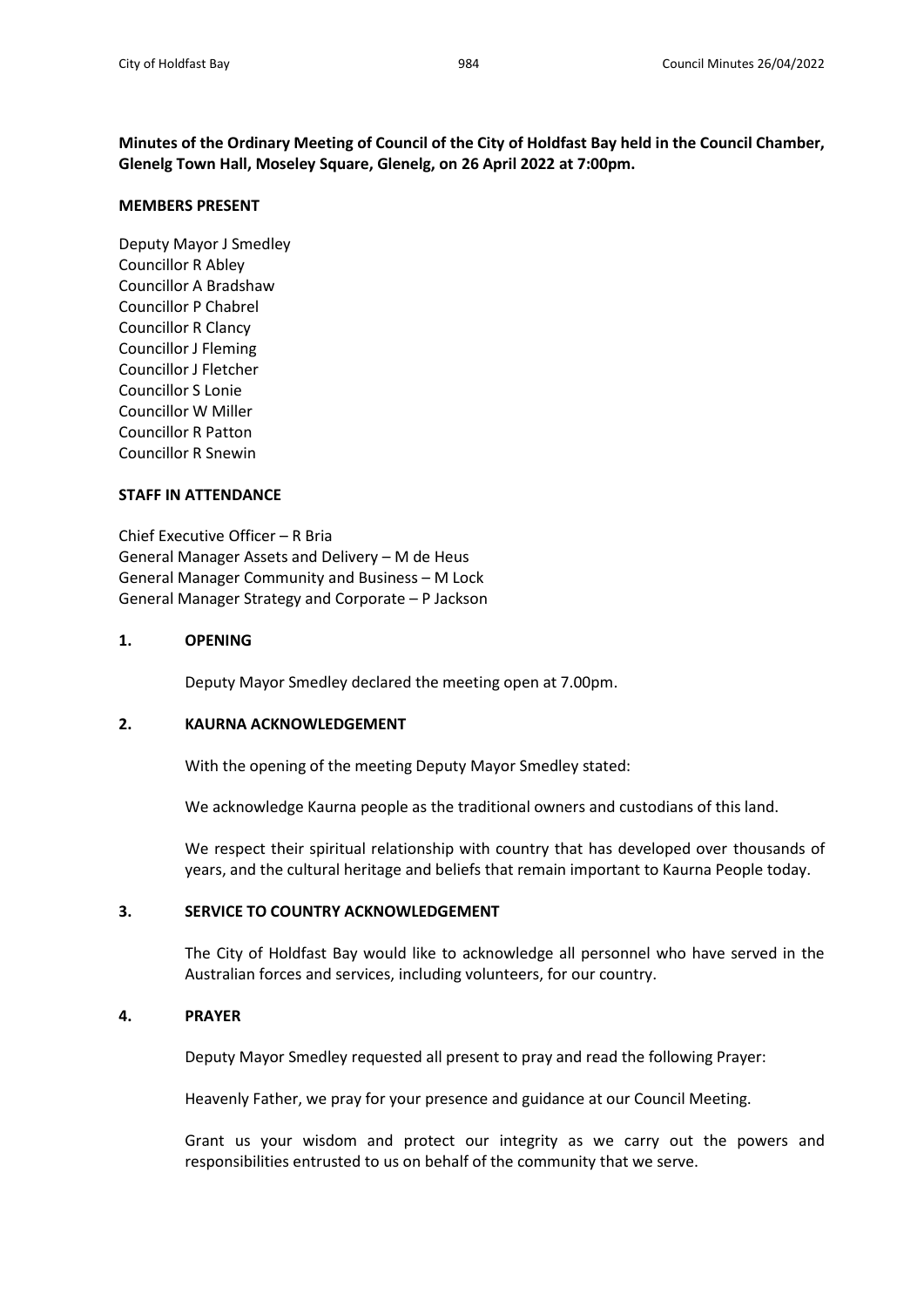**Minutes of the Ordinary Meeting of Council of the City of Holdfast Bay held in the Council Chamber, Glenelg Town Hall, Moseley Square, Glenelg, on 26 April 2022 at 7:00pm.**

## MEMBERS PRESENT

Deputy Mayor J Smedley
Councillor R Abley
Councillor A Bradshaw
Councillor P Chabrel
Councillor R Clancy
Councillor J Fleming
Councillor J Fletcher
Councillor S Lonie
Councillor W Miller
Councillor R Patton
Councillor R Snewin

## STAFF IN ATTENDANCE

Chief Executive Officer – R Bria
General Manager Assets and Delivery – M de Heus
General Manager Community and Business – M Lock
General Manager Strategy and Corporate – P Jackson

## 1. OPENING

Deputy Mayor Smedley declared the meeting open at 7.00pm.

## 2. KAURNA ACKNOWLEDGEMENT

With the opening of the meeting Deputy Mayor Smedley stated:

We acknowledge Kaurna people as the traditional owners and custodians of this land.

We respect their spiritual relationship with country that has developed over thousands of years, and the cultural heritage and beliefs that remain important to Kaurna People today.

## 3. SERVICE TO COUNTRY ACKNOWLEDGEMENT

The City of Holdfast Bay would like to acknowledge all personnel who have served in the Australian forces and services, including volunteers, for our country.

## 4. PRAYER

Deputy Mayor Smedley requested all present to pray and read the following Prayer:

Heavenly Father, we pray for your presence and guidance at our Council Meeting.

Grant us your wisdom and protect our integrity as we carry out the powers and responsibilities entrusted to us on behalf of the community that we serve.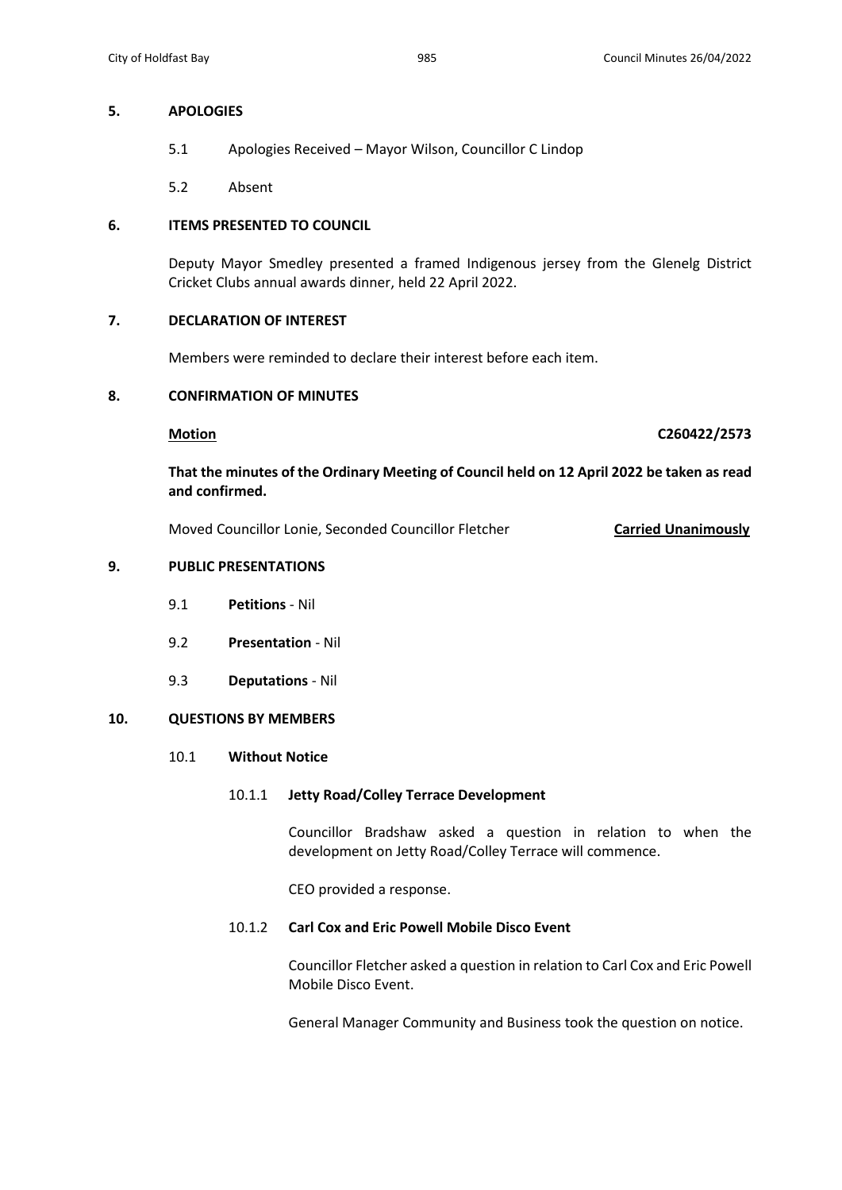## 5. APOLOGIES

5.1 Apologies Received – Mayor Wilson, Councillor C Lindop

5.2 Absent

## 6. ITEMS PRESENTED TO COUNCIL

Deputy Mayor Smedley presented a framed Indigenous jersey from the Glenelg District Cricket Clubs annual awards dinner, held 22 April 2022.

## 7. DECLARATION OF INTEREST

Members were reminded to declare their interest before each item.

## 8. CONFIRMATION OF MINUTES

**Motion** **C260422/2573**

**That the minutes of the Ordinary Meeting of Council held on 12 April 2022 be taken as read and confirmed.**

Moved Councillor Lonie, Seconded Councillor Fletcher **Carried Unanimously**

## 9. PUBLIC PRESENTATIONS

9.1 **Petitions** - Nil

9.2 **Presentation** - Nil

9.3 **Deputations** - Nil

## 10. QUESTIONS BY MEMBERS

### 10.1 Without Notice

#### 10.1.1 Jetty Road/Colley Terrace Development

Councillor Bradshaw asked a question in relation to when the development on Jetty Road/Colley Terrace will commence.

CEO provided a response.

#### 10.1.2 Carl Cox and Eric Powell Mobile Disco Event

Councillor Fletcher asked a question in relation to Carl Cox and Eric Powell Mobile Disco Event.

General Manager Community and Business took the question on notice.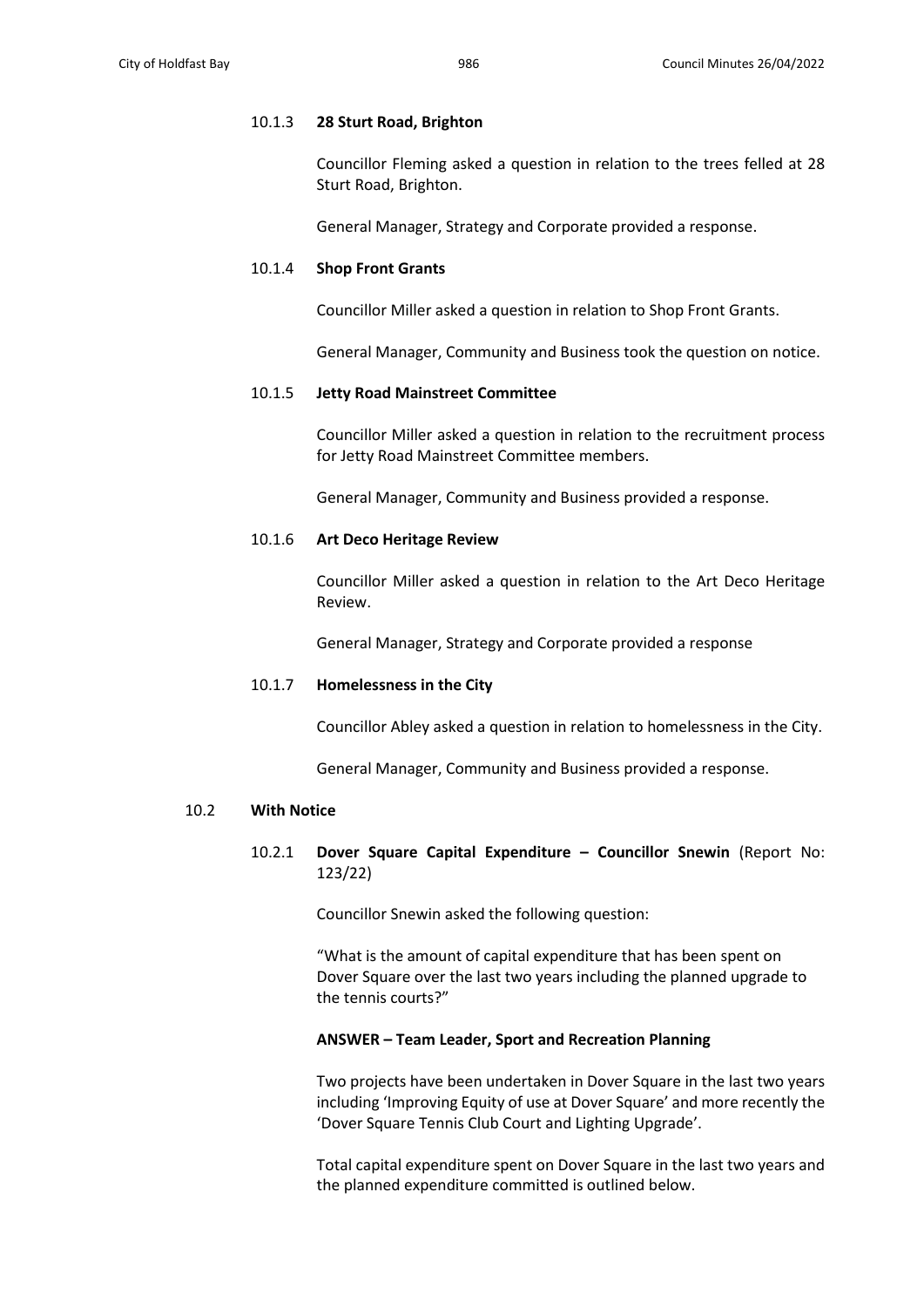10.1.3 **28 Sturt Road, Brighton**

Councillor Fleming asked a question in relation to the trees felled at 28 Sturt Road, Brighton.

General Manager, Strategy and Corporate provided a response.

10.1.4 **Shop Front Grants**

Councillor Miller asked a question in relation to Shop Front Grants.

General Manager, Community and Business took the question on notice.

10.1.5 **Jetty Road Mainstreet Committee**

Councillor Miller asked a question in relation to the recruitment process for Jetty Road Mainstreet Committee members.

General Manager, Community and Business provided a response.

10.1.6 **Art Deco Heritage Review**

Councillor Miller asked a question in relation to the Art Deco Heritage Review.

General Manager, Strategy and Corporate provided a response

10.1.7 **Homelessness in the City**

Councillor Abley asked a question in relation to homelessness in the City.

General Manager, Community and Business provided a response.

10.2 **With Notice**

10.2.1 **Dover Square Capital Expenditure – Councillor Snewin** (Report No: 123/22)

Councillor Snewin asked the following question:

"What is the amount of capital expenditure that has been spent on Dover Square over the last two years including the planned upgrade to the tennis courts?"

**ANSWER – Team Leader, Sport and Recreation Planning**

Two projects have been undertaken in Dover Square in the last two years including 'Improving Equity of use at Dover Square' and more recently the 'Dover Square Tennis Club Court and Lighting Upgrade'.

Total capital expenditure spent on Dover Square in the last two years and the planned expenditure committed is outlined below.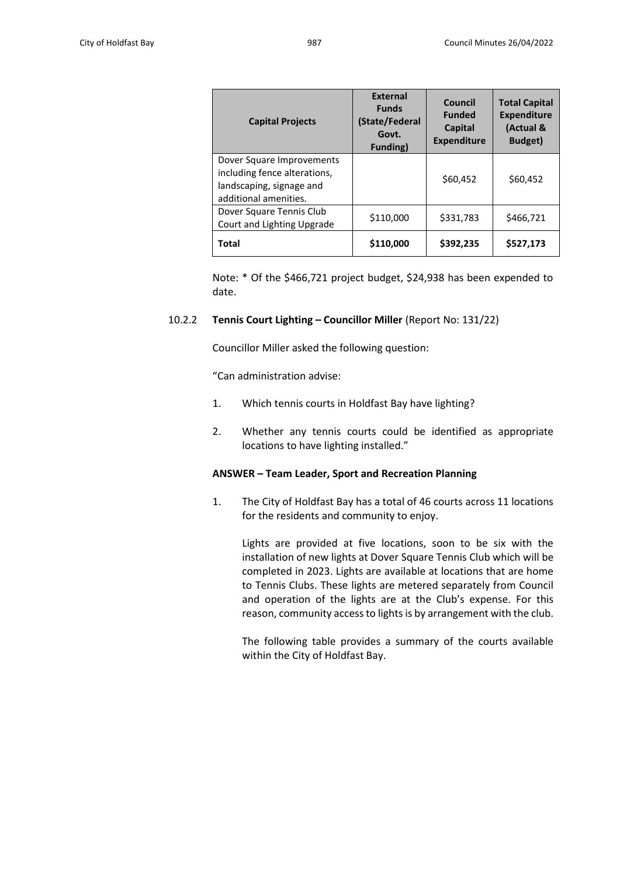| Capital Projects | External Funds (State/Federal Govt. Funding) | Council Funded Capital Expenditure | Total Capital Expenditure (Actual & Budget) |
|---|---|---|---|
| Dover Square Improvements including fence alterations, landscaping, signage and additional amenities. | | \$60,452 | \$60,452 |
| Dover Square Tennis Club Court and Lighting Upgrade | \$110,000 | \$331,783 | \$466,721 |
| **Total** | **\$110,000** | **\$392,235** | **\$527,173** |

Note: * Of the \$466,721 project budget, \$24,938 has been expended to date.

### 10.2.2 **Tennis Court Lighting – Councillor Miller** (Report No: 131/22)

Councillor Miller asked the following question:

"Can administration advise:

1. Which tennis courts in Holdfast Bay have lighting?

2. Whether any tennis courts could be identified as appropriate locations to have lighting installed."

**ANSWER – Team Leader, Sport and Recreation Planning**

1. The City of Holdfast Bay has a total of 46 courts across 11 locations for the residents and community to enjoy.

   Lights are provided at five locations, soon to be six with the installation of new lights at Dover Square Tennis Club which will be completed in 2023. Lights are available at locations that are home to Tennis Clubs. These lights are metered separately from Council and operation of the lights are at the Club's expense. For this reason, community access to lights is by arrangement with the club.

   The following table provides a summary of the courts available within the City of Holdfast Bay.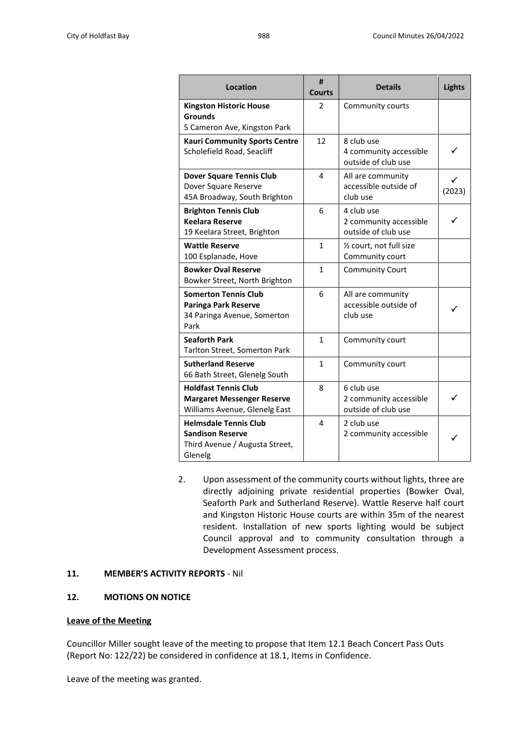| Location | # Courts | Details | Lights |
|---|---|---|---|
| **Kingston Historic House Grounds**<br>5 Cameron Ave, Kingston Park | 2 | Community courts | |
| **Kauri Community Sports Centre**<br>Scholefield Road, Seacliff | 12 | 8 club use<br>4 community accessible outside of club use | ✓ |
| **Dover Square Tennis Club**<br>Dover Square Reserve<br>45A Broadway, South Brighton | 4 | All are community accessible outside of club use | ✓ (2023) |
| **Brighton Tennis Club**<br>**Keelara Reserve**<br>19 Keelara Street, Brighton | 6 | 4 club use<br>2 community accessible outside of club use | ✓ |
| **Wattle Reserve**<br>100 Esplanade, Hove | 1 | ½ court, not full size<br>Community court | |
| **Bowker Oval Reserve**<br>Bowker Street, North Brighton | 1 | Community Court | |
| **Somerton Tennis Club**<br>**Paringa Park Reserve**<br>34 Paringa Avenue, Somerton Park | 6 | All are community accessible outside of club use | ✓ |
| **Seaforth Park**<br>Tarlton Street, Somerton Park | 1 | Community court | |
| **Sutherland Reserve**<br>66 Bath Street, Glenelg South | 1 | Community court | |
| **Holdfast Tennis Club**<br>**Margaret Messenger Reserve**<br>Williams Avenue, Glenelg East | 8 | 6 club use<br>2 community accessible outside of club use | ✓ |
| **Helmsdale Tennis Club**<br>**Sandison Reserve**<br>Third Avenue / Augusta Street, Glenelg | 4 | 2 club use<br>2 community accessible | ✓ |

2. Upon assessment of the community courts without lights, three are directly adjoining private residential properties (Bowker Oval, Seaforth Park and Sutherland Reserve). Wattle Reserve half court and Kingston Historic House courts are within 35m of the nearest resident. Installation of new sports lighting would be subject Council approval and to community consultation through a Development Assessment process.

## 11. MEMBER'S ACTIVITY REPORTS - Nil

## 12. MOTIONS ON NOTICE

**Leave of the Meeting**

Councillor Miller sought leave of the meeting to propose that Item 12.1 Beach Concert Pass Outs (Report No: 122/22) be considered in confidence at 18.1, Items in Confidence.

Leave of the meeting was granted.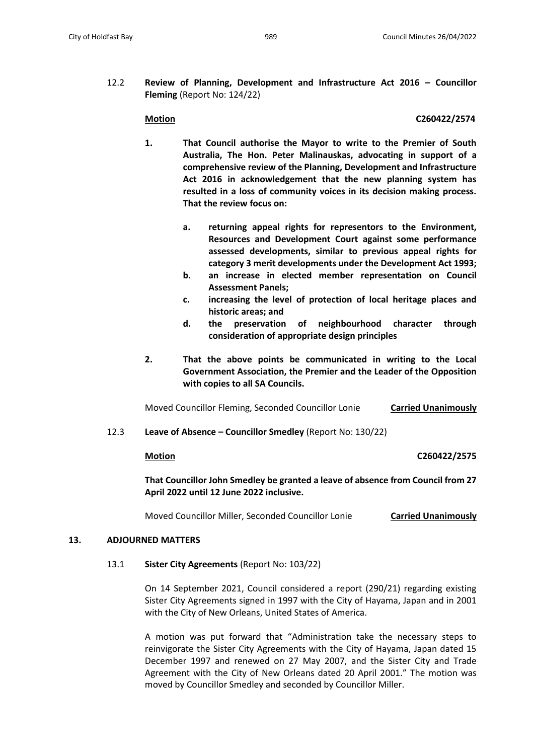12.2 **Review of Planning, Development and Infrastructure Act 2016 – Councillor Fleming** (Report No: 124/22)

**Motion** **C260422/2574**

1. **That Council authorise the Mayor to write to the Premier of South Australia, The Hon. Peter Malinauskas, advocating in support of a comprehensive review of the Planning, Development and Infrastructure Act 2016 in acknowledgement that the new planning system has resulted in a loss of community voices in its decision making process. That the review focus on:**

   a. **returning appeal rights for representors to the Environment, Resources and Development Court against some performance assessed developments, similar to previous appeal rights for category 3 merit developments under the Development Act 1993;**
   b. **an increase in elected member representation on Council Assessment Panels;**
   c. **increasing the level of protection of local heritage places and historic areas; and**
   d. **the preservation of neighbourhood character through consideration of appropriate design principles**

2. **That the above points be communicated in writing to the Local Government Association, the Premier and the Leader of the Opposition with copies to all SA Councils.**

Moved Councillor Fleming, Seconded Councillor Lonie **Carried Unanimously**

12.3 **Leave of Absence – Councillor Smedley** (Report No: 130/22)

**Motion** **C260422/2575**

**That Councillor John Smedley be granted a leave of absence from Council from 27 April 2022 until 12 June 2022 inclusive.**

Moved Councillor Miller, Seconded Councillor Lonie **Carried Unanimously**

## 13. ADJOURNED MATTERS

13.1 **Sister City Agreements** (Report No: 103/22)

On 14 September 2021, Council considered a report (290/21) regarding existing Sister City Agreements signed in 1997 with the City of Hayama, Japan and in 2001 with the City of New Orleans, United States of America.

A motion was put forward that "Administration take the necessary steps to reinvigorate the Sister City Agreements with the City of Hayama, Japan dated 15 December 1997 and renewed on 27 May 2007, and the Sister City and Trade Agreement with the City of New Orleans dated 20 April 2001." The motion was moved by Councillor Smedley and seconded by Councillor Miller.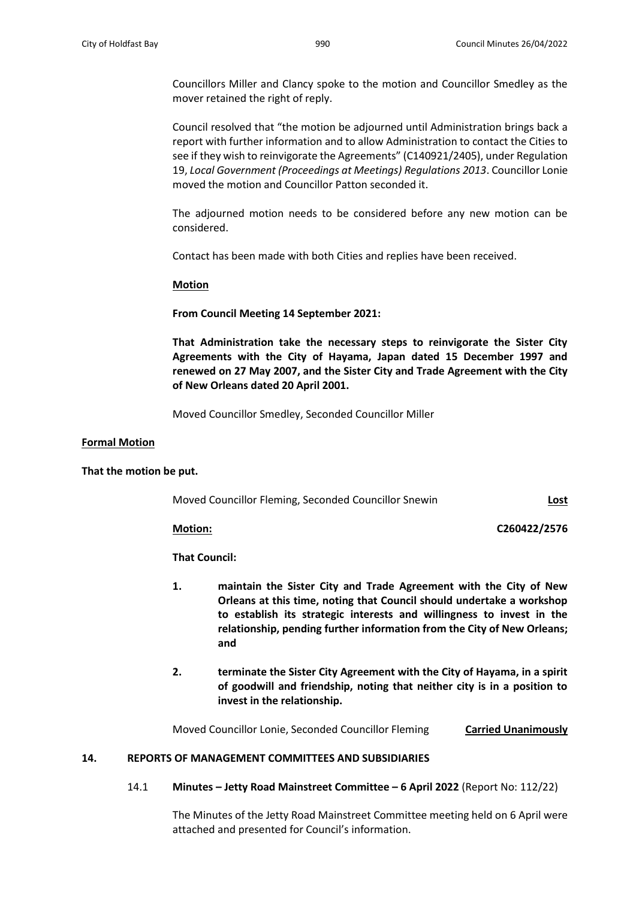Councillors Miller and Clancy spoke to the motion and Councillor Smedley as the mover retained the right of reply.

Council resolved that "the motion be adjourned until Administration brings back a report with further information and to allow Administration to contact the Cities to see if they wish to reinvigorate the Agreements" (C140921/2405), under Regulation 19, *Local Government (Proceedings at Meetings) Regulations 2013*. Councillor Lonie moved the motion and Councillor Patton seconded it.

The adjourned motion needs to be considered before any new motion can be considered.

Contact has been made with both Cities and replies have been received.

**Motion**

**From Council Meeting 14 September 2021:**

**That Administration take the necessary steps to reinvigorate the Sister City Agreements with the City of Hayama, Japan dated 15 December 1997 and renewed on 27 May 2007, and the Sister City and Trade Agreement with the City of New Orleans dated 20 April 2001.**

Moved Councillor Smedley, Seconded Councillor Miller

**Formal Motion**

**That the motion be put.**

Moved Councillor Fleming, Seconded Councillor Snewin **Lost**

**Motion:** **C260422/2576**

**That Council:**

1. **maintain the Sister City and Trade Agreement with the City of New Orleans at this time, noting that Council should undertake a workshop to establish its strategic interests and willingness to invest in the relationship, pending further information from the City of New Orleans; and**

2. **terminate the Sister City Agreement with the City of Hayama, in a spirit of goodwill and friendship, noting that neither city is in a position to invest in the relationship.**

Moved Councillor Lonie, Seconded Councillor Fleming **Carried Unanimously**

## 14. REPORTS OF MANAGEMENT COMMITTEES AND SUBSIDIARIES

### 14.1 Minutes – Jetty Road Mainstreet Committee – 6 April 2022 (Report No: 112/22)

The Minutes of the Jetty Road Mainstreet Committee meeting held on 6 April were attached and presented for Council's information.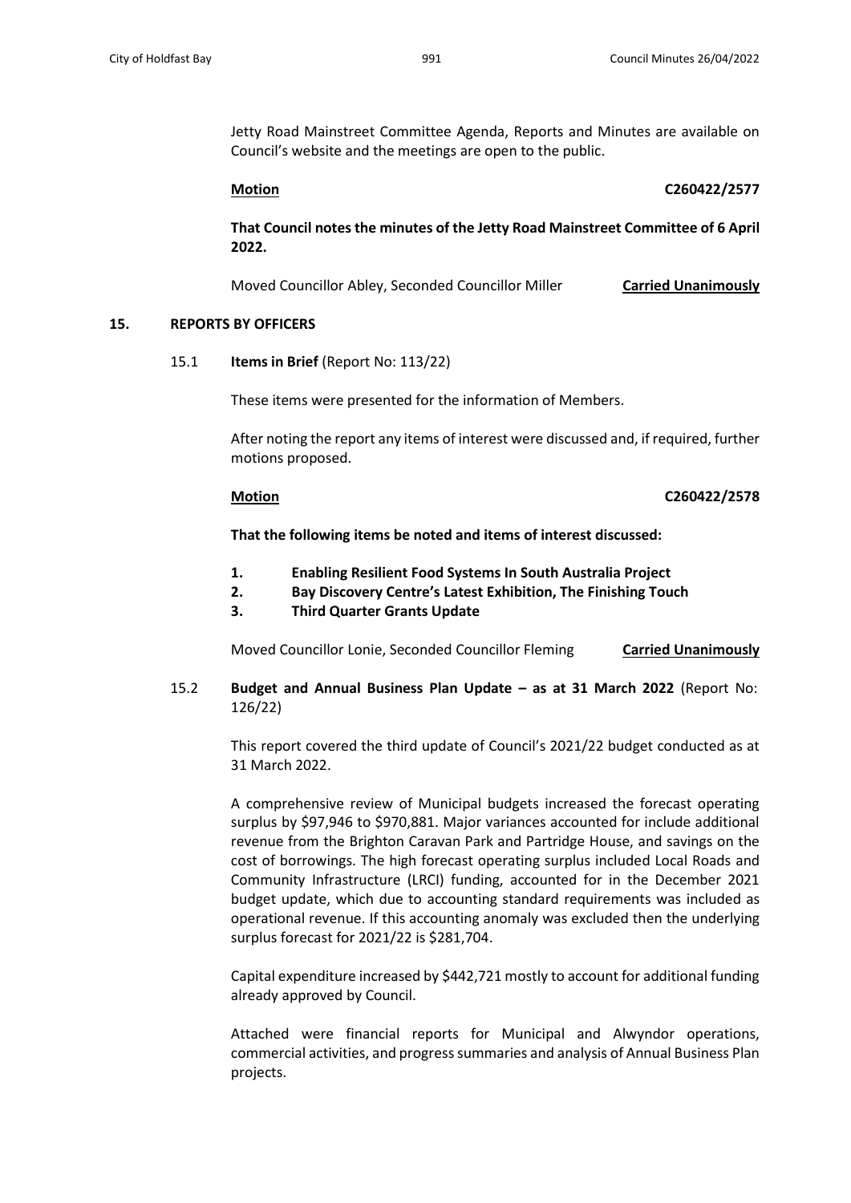Jetty Road Mainstreet Committee Agenda, Reports and Minutes are available on Council's website and the meetings are open to the public.

**Motion** **C260422/2577**

**That Council notes the minutes of the Jetty Road Mainstreet Committee of 6 April 2022.**

Moved Councillor Abley, Seconded Councillor Miller **Carried Unanimously**

## 15. REPORTS BY OFFICERS

### 15.1 **Items in Brief** (Report No: 113/22)

These items were presented for the information of Members.

After noting the report any items of interest were discussed and, if required, further motions proposed.

**Motion** **C260422/2578**

**That the following items be noted and items of interest discussed:**

1. **Enabling Resilient Food Systems In South Australia Project**
2. **Bay Discovery Centre's Latest Exhibition, The Finishing Touch**
3. **Third Quarter Grants Update**

Moved Councillor Lonie, Seconded Councillor Fleming **Carried Unanimously**

### 15.2 **Budget and Annual Business Plan Update – as at 31 March 2022** (Report No: 126/22)

This report covered the third update of Council's 2021/22 budget conducted as at 31 March 2022.

A comprehensive review of Municipal budgets increased the forecast operating surplus by \$97,946 to \$970,881. Major variances accounted for include additional revenue from the Brighton Caravan Park and Partridge House, and savings on the cost of borrowings. The high forecast operating surplus included Local Roads and Community Infrastructure (LRCI) funding, accounted for in the December 2021 budget update, which due to accounting standard requirements was included as operational revenue. If this accounting anomaly was excluded then the underlying surplus forecast for 2021/22 is \$281,704.

Capital expenditure increased by \$442,721 mostly to account for additional funding already approved by Council.

Attached were financial reports for Municipal and Alwyndor operations, commercial activities, and progress summaries and analysis of Annual Business Plan projects.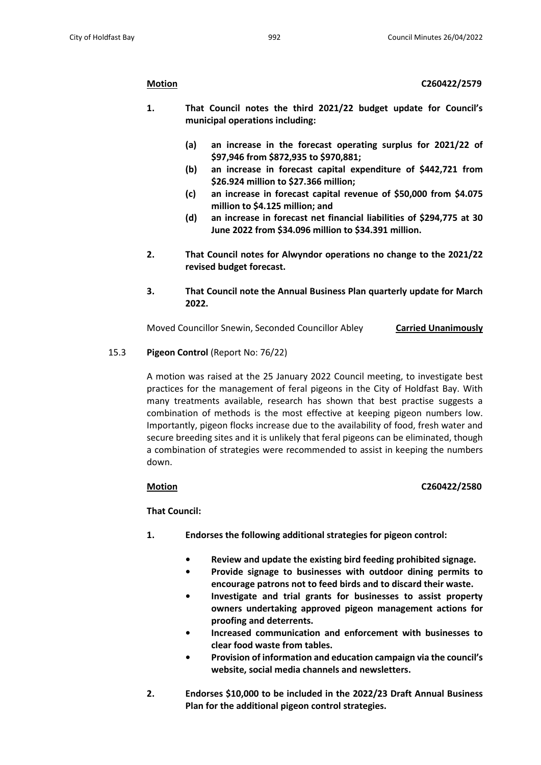**Motion** **C260422/2579**

1. **That Council notes the third 2021/22 budget update for Council's municipal operations including:**

   (a) **an increase in the forecast operating surplus for 2021/22 of $97,946 from $872,935 to $970,881;**
   
   (b) **an increase in forecast capital expenditure of $442,721 from $26.924 million to $27.366 million;**
   
   (c) **an increase in forecast capital revenue of $50,000 from $4.075 million to $4.125 million; and**
   
   (d) **an increase in forecast net financial liabilities of $294,775 at 30 June 2022 from $34.096 million to $34.391 million.**

2. **That Council notes for Alwyndor operations no change to the 2021/22 revised budget forecast.**

3. **That Council note the Annual Business Plan quarterly update for March 2022.**

Moved Councillor Snewin, Seconded Councillor Abley **Carried Unanimously**

15.3 **Pigeon Control** (Report No: 76/22)

A motion was raised at the 25 January 2022 Council meeting, to investigate best practices for the management of feral pigeons in the City of Holdfast Bay. With many treatments available, research has shown that best practise suggests a combination of methods is the most effective at keeping pigeon numbers low. Importantly, pigeon flocks increase due to the availability of food, fresh water and secure breeding sites and it is unlikely that feral pigeons can be eliminated, though a combination of strategies were recommended to assist in keeping the numbers down.

**Motion** **C260422/2580**

**That Council:**

1. **Endorses the following additional strategies for pigeon control:**

   - **Review and update the existing bird feeding prohibited signage.**
   - **Provide signage to businesses with outdoor dining permits to encourage patrons not to feed birds and to discard their waste.**
   - **Investigate and trial grants for businesses to assist property owners undertaking approved pigeon management actions for proofing and deterrents.**
   - **Increased communication and enforcement with businesses to clear food waste from tables.**
   - **Provision of information and education campaign via the council's website, social media channels and newsletters.**

2. **Endorses $10,000 to be included in the 2022/23 Draft Annual Business Plan for the additional pigeon control strategies.**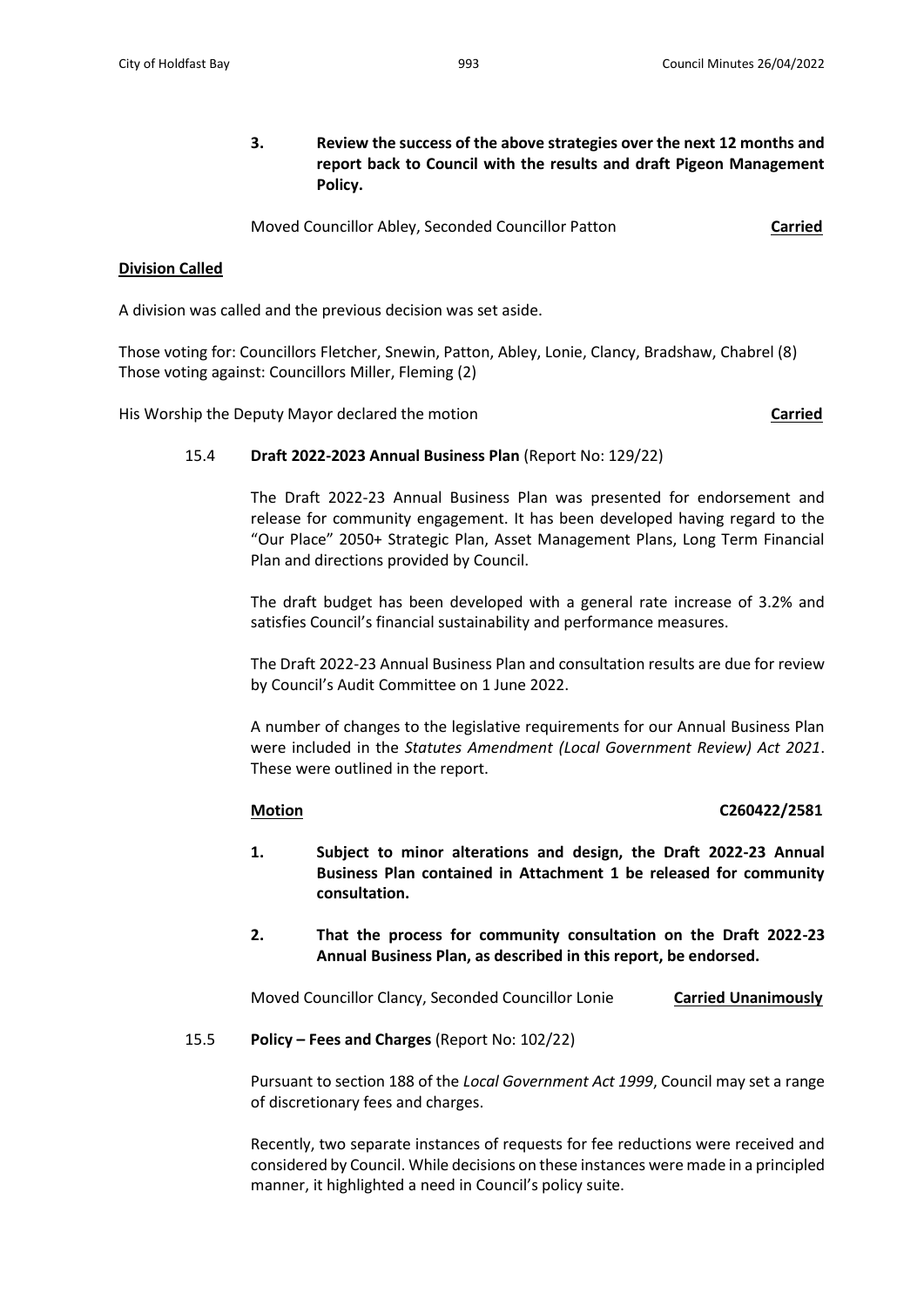**3. Review the success of the above strategies over the next 12 months and report back to Council with the results and draft Pigeon Management Policy.**

Moved Councillor Abley, Seconded Councillor Patton **Carried**

**Division Called**

A division was called and the previous decision was set aside.

Those voting for: Councillors Fletcher, Snewin, Patton, Abley, Lonie, Clancy, Bradshaw, Chabrel (8)
Those voting against: Councillors Miller, Fleming (2)

His Worship the Deputy Mayor declared the motion **Carried**

15.4 **Draft 2022-2023 Annual Business Plan** (Report No: 129/22)

The Draft 2022-23 Annual Business Plan was presented for endorsement and release for community engagement. It has been developed having regard to the "Our Place" 2050+ Strategic Plan, Asset Management Plans, Long Term Financial Plan and directions provided by Council.

The draft budget has been developed with a general rate increase of 3.2% and satisfies Council's financial sustainability and performance measures.

The Draft 2022-23 Annual Business Plan and consultation results are due for review by Council's Audit Committee on 1 June 2022.

A number of changes to the legislative requirements for our Annual Business Plan were included in the *Statutes Amendment (Local Government Review) Act 2021*. These were outlined in the report.

**Motion** **C260422/2581**

**1. Subject to minor alterations and design, the Draft 2022-23 Annual Business Plan contained in Attachment 1 be released for community consultation.**

**2. That the process for community consultation on the Draft 2022-23 Annual Business Plan, as described in this report, be endorsed.**

Moved Councillor Clancy, Seconded Councillor Lonie **Carried Unanimously**

15.5 **Policy – Fees and Charges** (Report No: 102/22)

Pursuant to section 188 of the *Local Government Act 1999*, Council may set a range of discretionary fees and charges.

Recently, two separate instances of requests for fee reductions were received and considered by Council. While decisions on these instances were made in a principled manner, it highlighted a need in Council's policy suite.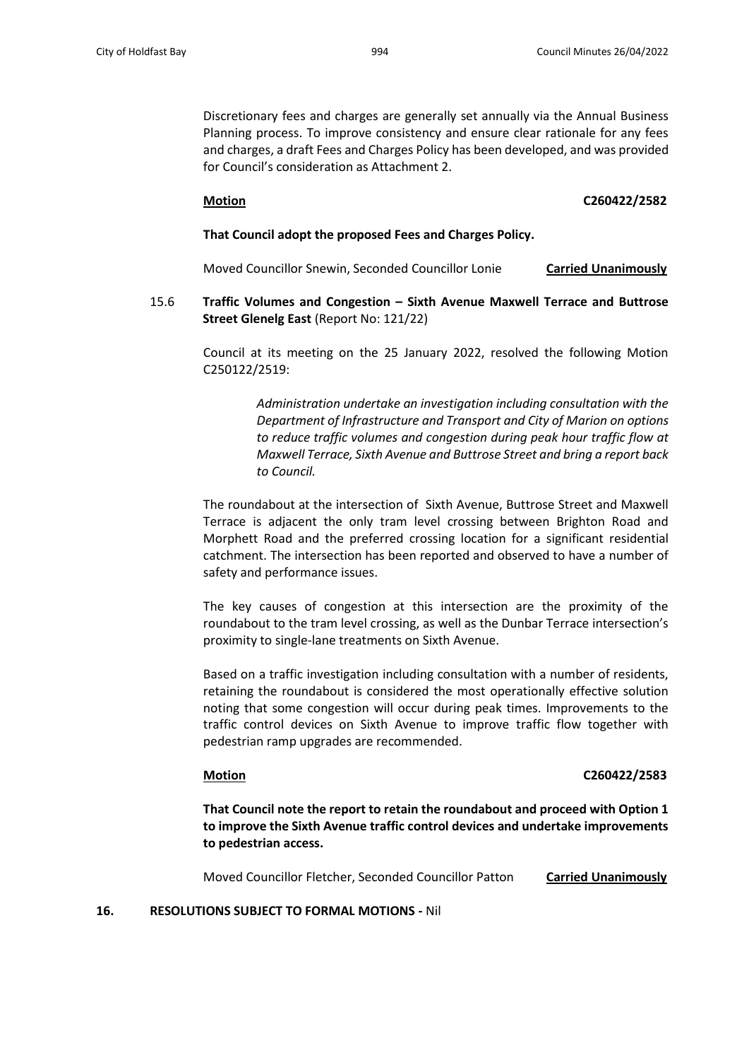Discretionary fees and charges are generally set annually via the Annual Business Planning process. To improve consistency and ensure clear rationale for any fees and charges, a draft Fees and Charges Policy has been developed, and was provided for Council's consideration as Attachment 2.

**Motion** **C260422/2582**

**That Council adopt the proposed Fees and Charges Policy.**

Moved Councillor Snewin, Seconded Councillor Lonie **Carried Unanimously**

15.6 **Traffic Volumes and Congestion – Sixth Avenue Maxwell Terrace and Buttrose Street Glenelg East** (Report No: 121/22)

Council at its meeting on the 25 January 2022, resolved the following Motion C250122/2519:

> *Administration undertake an investigation including consultation with the Department of Infrastructure and Transport and City of Marion on options to reduce traffic volumes and congestion during peak hour traffic flow at Maxwell Terrace, Sixth Avenue and Buttrose Street and bring a report back to Council.*

The roundabout at the intersection of Sixth Avenue, Buttrose Street and Maxwell Terrace is adjacent the only tram level crossing between Brighton Road and Morphett Road and the preferred crossing location for a significant residential catchment. The intersection has been reported and observed to have a number of safety and performance issues.

The key causes of congestion at this intersection are the proximity of the roundabout to the tram level crossing, as well as the Dunbar Terrace intersection's proximity to single-lane treatments on Sixth Avenue.

Based on a traffic investigation including consultation with a number of residents, retaining the roundabout is considered the most operationally effective solution noting that some congestion will occur during peak times. Improvements to the traffic control devices on Sixth Avenue to improve traffic flow together with pedestrian ramp upgrades are recommended.

**Motion** **C260422/2583**

**That Council note the report to retain the roundabout and proceed with Option 1 to improve the Sixth Avenue traffic control devices and undertake improvements to pedestrian access.**

Moved Councillor Fletcher, Seconded Councillor Patton **Carried Unanimously**

## 16. RESOLUTIONS SUBJECT TO FORMAL MOTIONS - Nil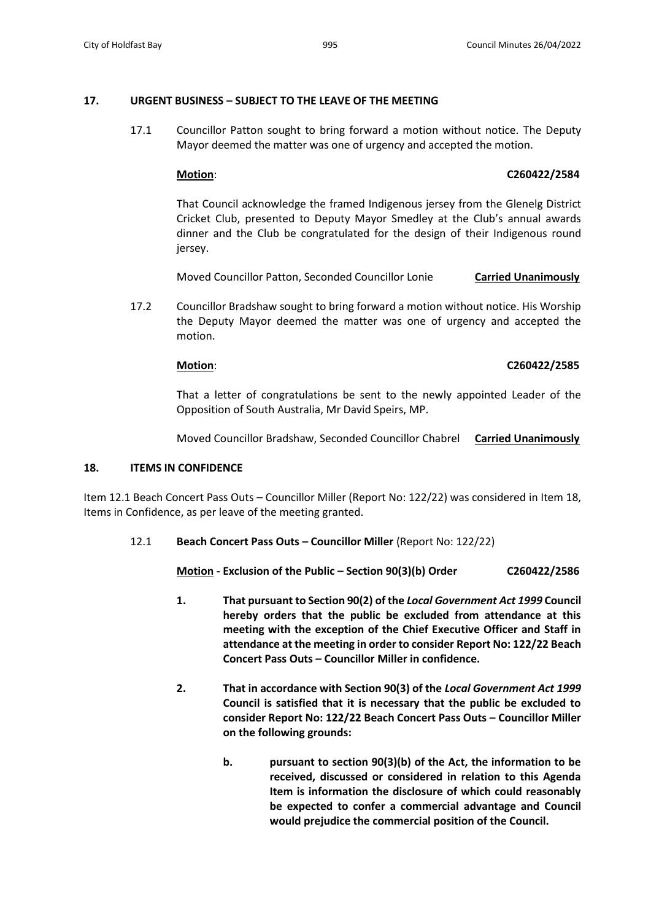## 17. URGENT BUSINESS – SUBJECT TO THE LEAVE OF THE MEETING

17.1 Councillor Patton sought to bring forward a motion without notice. The Deputy Mayor deemed the matter was one of urgency and accepted the motion.

**Motion**: **C260422/2584**

That Council acknowledge the framed Indigenous jersey from the Glenelg District Cricket Club, presented to Deputy Mayor Smedley at the Club's annual awards dinner and the Club be congratulated for the design of their Indigenous round jersey.

Moved Councillor Patton, Seconded Councillor Lonie **Carried Unanimously**

17.2 Councillor Bradshaw sought to bring forward a motion without notice. His Worship the Deputy Mayor deemed the matter was one of urgency and accepted the motion.

**Motion**: **C260422/2585**

That a letter of congratulations be sent to the newly appointed Leader of the Opposition of South Australia, Mr David Speirs, MP.

Moved Councillor Bradshaw, Seconded Councillor Chabrel **Carried Unanimously**

## 18. ITEMS IN CONFIDENCE

Item 12.1 Beach Concert Pass Outs – Councillor Miller (Report No: 122/22) was considered in Item 18, Items in Confidence, as per leave of the meeting granted.

12.1 **Beach Concert Pass Outs – Councillor Miller** (Report No: 122/22)

**Motion - Exclusion of the Public – Section 90(3)(b) Order** **C260422/2586**

1. **That pursuant to Section 90(2) of the *Local Government Act 1999* Council hereby orders that the public be excluded from attendance at this meeting with the exception of the Chief Executive Officer and Staff in attendance at the meeting in order to consider Report No: 122/22 Beach Concert Pass Outs – Councillor Miller in confidence.**

2. **That in accordance with Section 90(3) of the *Local Government Act 1999* Council is satisfied that it is necessary that the public be excluded to consider Report No: 122/22 Beach Concert Pass Outs – Councillor Miller on the following grounds:**

   b. **pursuant to section 90(3)(b) of the Act, the information to be received, discussed or considered in relation to this Agenda Item is information the disclosure of which could reasonably be expected to confer a commercial advantage and Council would prejudice the commercial position of the Council.**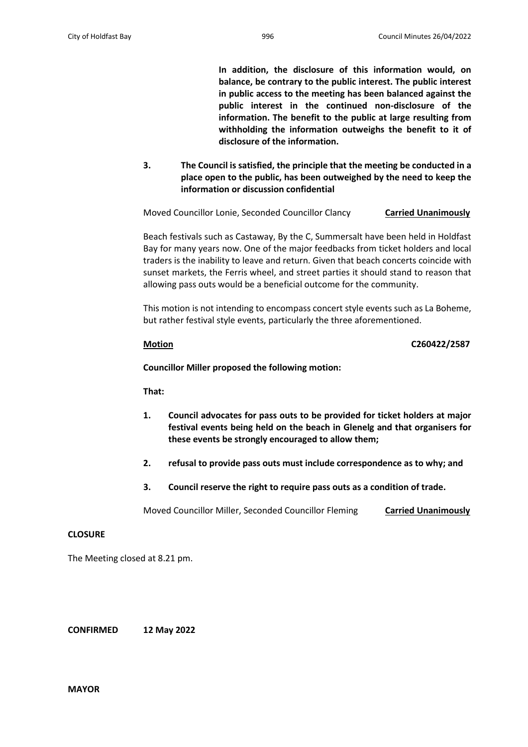**In addition, the disclosure of this information would, on balance, be contrary to the public interest. The public interest in public access to the meeting has been balanced against the public interest in the continued non-disclosure of the information. The benefit to the public at large resulting from withholding the information outweighs the benefit to it of disclosure of the information.**

3. **The Council is satisfied, the principle that the meeting be conducted in a place open to the public, has been outweighed by the need to keep the information or discussion confidential**

Moved Councillor Lonie, Seconded Councillor Clancy **Carried Unanimously**

Beach festivals such as Castaway, By the C, Summersalt have been held in Holdfast Bay for many years now. One of the major feedbacks from ticket holders and local traders is the inability to leave and return. Given that beach concerts coincide with sunset markets, the Ferris wheel, and street parties it should stand to reason that allowing pass outs would be a beneficial outcome for the community.

This motion is not intending to encompass concert style events such as La Boheme, but rather festival style events, particularly the three aforementioned.

**Motion** **C260422/2587**

**Councillor Miller proposed the following motion:**

**That:**

1. **Council advocates for pass outs to be provided for ticket holders at major festival events being held on the beach in Glenelg and that organisers for these events be strongly encouraged to allow them;**
2. **refusal to provide pass outs must include correspondence as to why; and**
3. **Council reserve the right to require pass outs as a condition of trade.**

Moved Councillor Miller, Seconded Councillor Fleming **Carried Unanimously**

**CLOSURE**

The Meeting closed at 8.21 pm.

**CONFIRMED 12 May 2022**

**MAYOR**